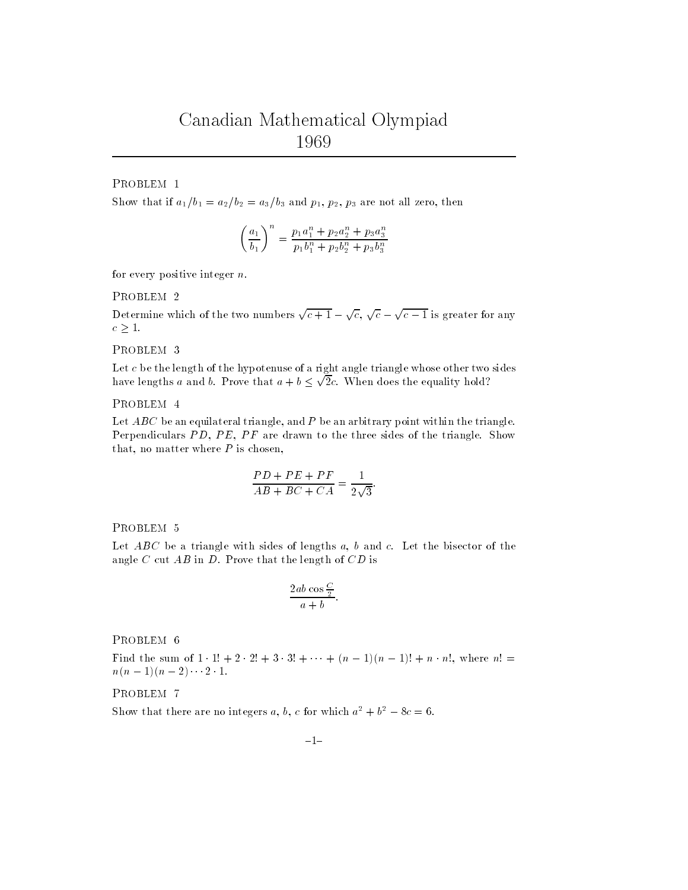# Canadian Mathematical Olympiad 1969

## Problem 1

Show that if $a_1/b_1 = a_2/b_2 = a_3/b_3$ and $p_1$, $p_2$, $p_3$ are not all zero, then

$$\left(\frac{a_1}{b_1}\right)^n = \frac{p_1 a_1^n + p_2 a_2^n + p_3 a_3^n}{p_1 b_1^n + p_2 b_2^n + p_3 b_3^n}$$

for every positive integer $n$.

## Problem 2

Determine which of the two numbers $\sqrt{c+1} - \sqrt{c}$, $\sqrt{c} - \sqrt{c-1}$ is greater for any $c \geq 1$.

## Problem 3

Let $c$ be the length of the hypotenuse of a right angle triangle whose other two sides have lengths $a$ and $b$. Prove that $a + b \leq \sqrt{2}c$. When does the equality hold?

## Problem 4

Let $ABC$ be an equilateral triangle, and $P$ be an arbitrary point within the triangle. Perpendiculars $PD$, $PE$, $PF$ are drawn to the three sides of the triangle. Show that, no matter where $P$ is chosen,

$$\frac{PD + PE + PF}{AB + BC + CA} = \frac{1}{2\sqrt{3}}.$$

## Problem 5

Let $ABC$ be a triangle with sides of lengths $a$, $b$ and $c$. Let the bisector of the angle $C$ cut $AB$ in $D$. Prove that the length of $CD$ is

$$\frac{2ab\cos\frac{C}{2}}{a+b}.$$

## Problem 6

Find the sum of $1 \cdot 1! + 2 \cdot 2! + 3 \cdot 3! + \cdots + (n-1)(n-1)! + n \cdot n!$, where $n! = n(n-1)(n-2) \cdots 2 \cdot 1$.

## Problem 7

Show that there are no integers $a$, $b$, $c$ for which $a^2 + b^2 - 8c = 6$.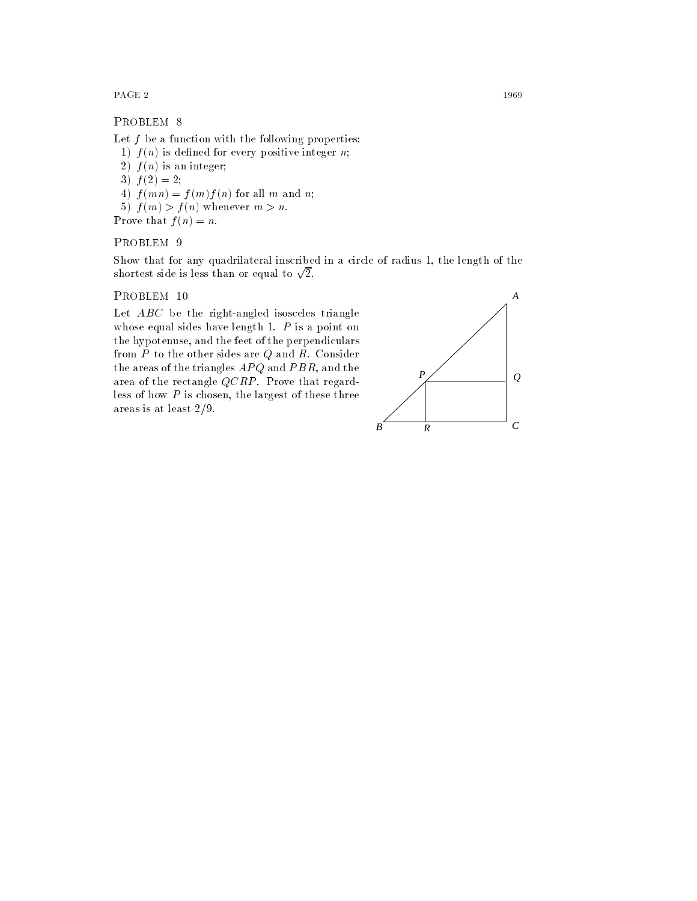## Problem 8

Let $f$ be a function with the following properties:

1) $f(n)$ is defined for every positive integer $n$;
2) $f(n)$ is an integer;
3) $f(2) = 2$;
4) $f(mn) = f(m)f(n)$ for all $m$ and $n$;
5) $f(m) > f(n)$ whenever $m > n$.

Prove that $f(n) = n$.

## Problem 9

Show that for any quadrilateral inscribed in a circle of radius 1, the length of the shortest side is less than or equal to $\sqrt{2}$.

## Problem 10

Let $ABC$ be the right-angled isosceles triangle whose equal sides have length 1. $P$ is a point on the hypotenuse, and the feet of the perpendiculars from $P$ to the other sides are $Q$ and $R$. Consider the areas of the triangles $APQ$ and $PBR$, and the area of the rectangle $QCRP$. Prove that regardless of how $P$ is chosen, the largest of these three areas is at least $2/9$.

A

P

Q

B

R

C